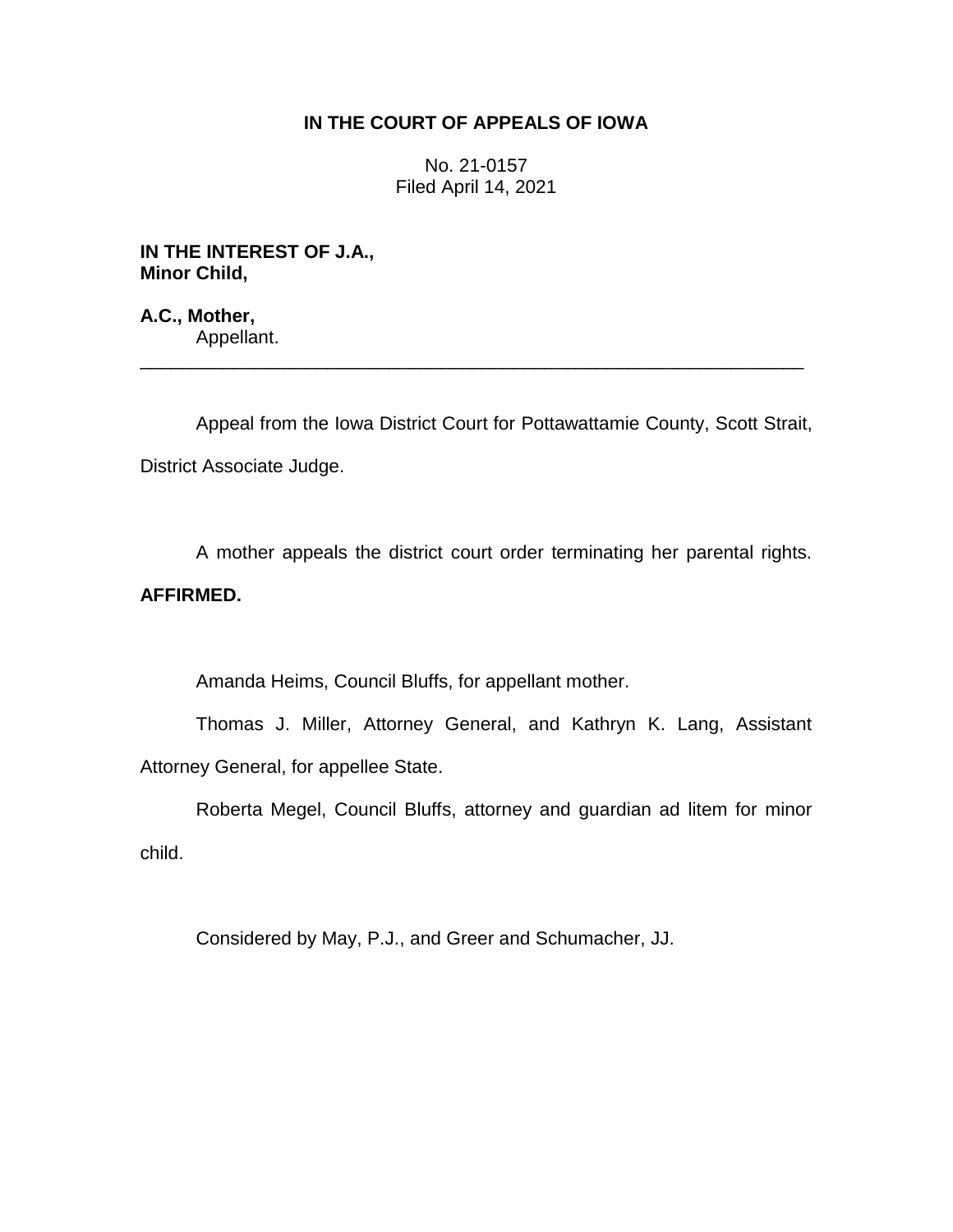**IN THE COURT OF APPEALS OF IOWA**

No. 21-0157
Filed April 14, 2021

**IN THE INTEREST OF J.A.,**
**Minor Child,**

**A.C., Mother,**
Appellant.

---

Appeal from the Iowa District Court for Pottawattamie County, Scott Strait, District Associate Judge.

A mother appeals the district court order terminating her parental rights. **AFFIRMED.**

Amanda Heims, Council Bluffs, for appellant mother.

Thomas J. Miller, Attorney General, and Kathryn K. Lang, Assistant Attorney General, for appellee State.

Roberta Megel, Council Bluffs, attorney and guardian ad litem for minor child.

Considered by May, P.J., and Greer and Schumacher, JJ.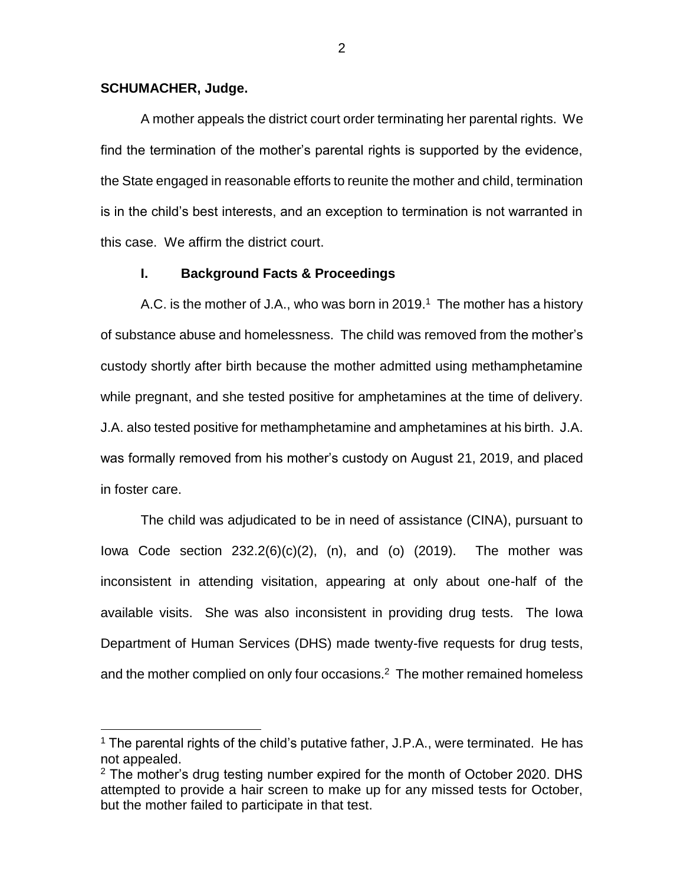**SCHUMACHER, Judge.**

A mother appeals the district court order terminating her parental rights. We find the termination of the mother's parental rights is supported by the evidence, the State engaged in reasonable efforts to reunite the mother and child, termination is in the child's best interests, and an exception to termination is not warranted in this case. We affirm the district court.

## I. Background Facts & Proceedings

A.C. is the mother of J.A., who was born in 2019.[1] The mother has a history of substance abuse and homelessness. The child was removed from the mother's custody shortly after birth because the mother admitted using methamphetamine while pregnant, and she tested positive for amphetamines at the time of delivery. J.A. also tested positive for methamphetamine and amphetamines at his birth. J.A. was formally removed from his mother's custody on August 21, 2019, and placed in foster care.

The child was adjudicated to be in need of assistance (CINA), pursuant to Iowa Code section 232.2(6)(c)(2), (n), and (o) (2019). The mother was inconsistent in attending visitation, appearing at only about one-half of the available visits. She was also inconsistent in providing drug tests. The Iowa Department of Human Services (DHS) made twenty-five requests for drug tests, and the mother complied on only four occasions.[2] The mother remained homeless

---

[1] The parental rights of the child's putative father, J.P.A., were terminated. He has not appealed.

[2] The mother's drug testing number expired for the month of October 2020. DHS attempted to provide a hair screen to make up for any missed tests for October, but the mother failed to participate in that test.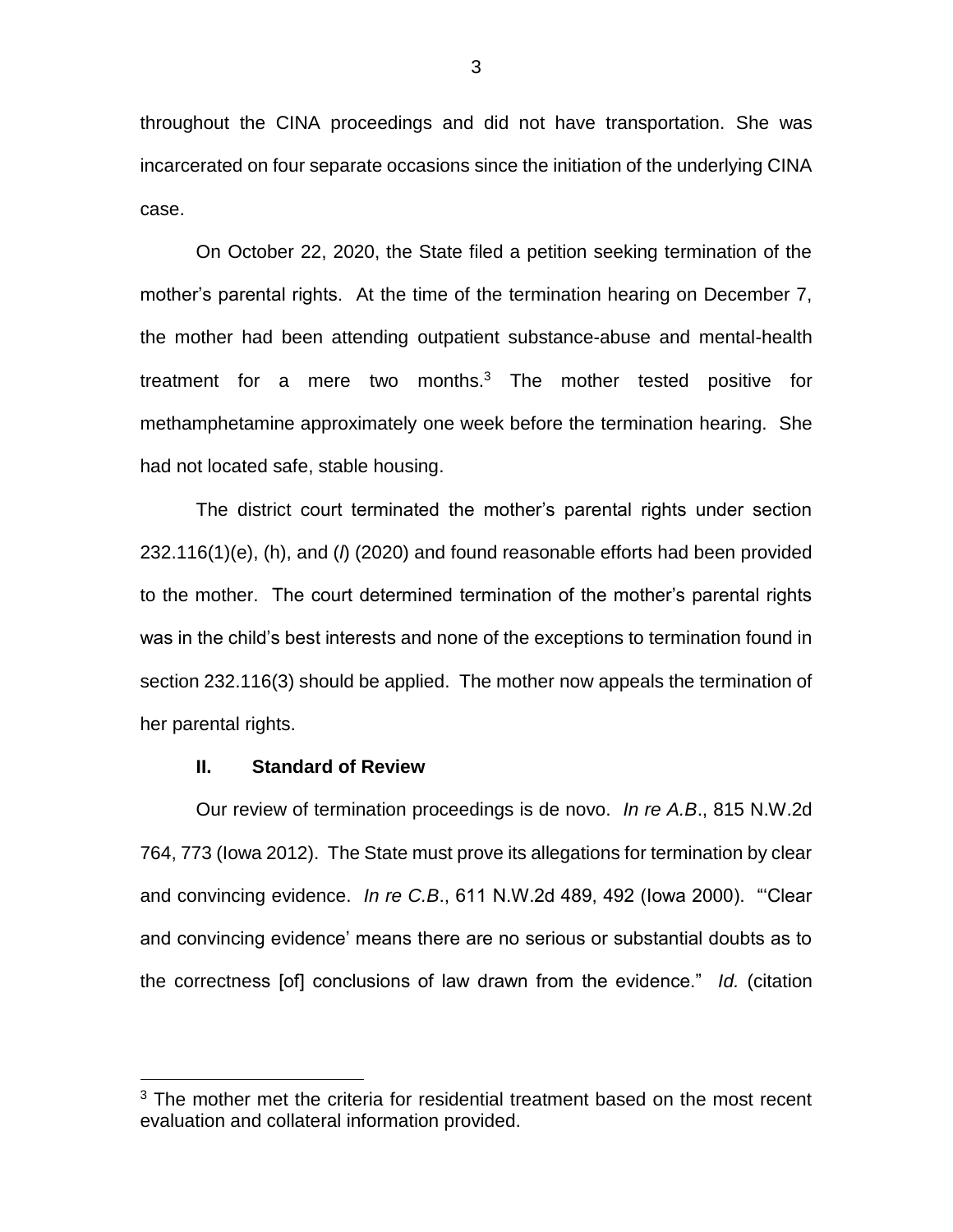throughout the CINA proceedings and did not have transportation. She was incarcerated on four separate occasions since the initiation of the underlying CINA case.

On October 22, 2020, the State filed a petition seeking termination of the mother's parental rights. At the time of the termination hearing on December 7, the mother had been attending outpatient substance-abuse and mental-health treatment for a mere two months.[3] The mother tested positive for methamphetamine approximately one week before the termination hearing. She had not located safe, stable housing.

The district court terminated the mother's parental rights under section 232.116(1)(e), (h), and (*l*) (2020) and found reasonable efforts had been provided to the mother. The court determined termination of the mother's parental rights was in the child's best interests and none of the exceptions to termination found in section 232.116(3) should be applied. The mother now appeals the termination of her parental rights.

## II. Standard of Review

Our review of termination proceedings is de novo. *In re A.B*., 815 N.W.2d 764, 773 (Iowa 2012). The State must prove its allegations for termination by clear and convincing evidence. *In re C.B*., 611 N.W.2d 489, 492 (Iowa 2000). "'Clear and convincing evidence' means there are no serious or substantial doubts as to the correctness [of] conclusions of law drawn from the evidence." *Id.* (citation

[3] The mother met the criteria for residential treatment based on the most recent evaluation and collateral information provided.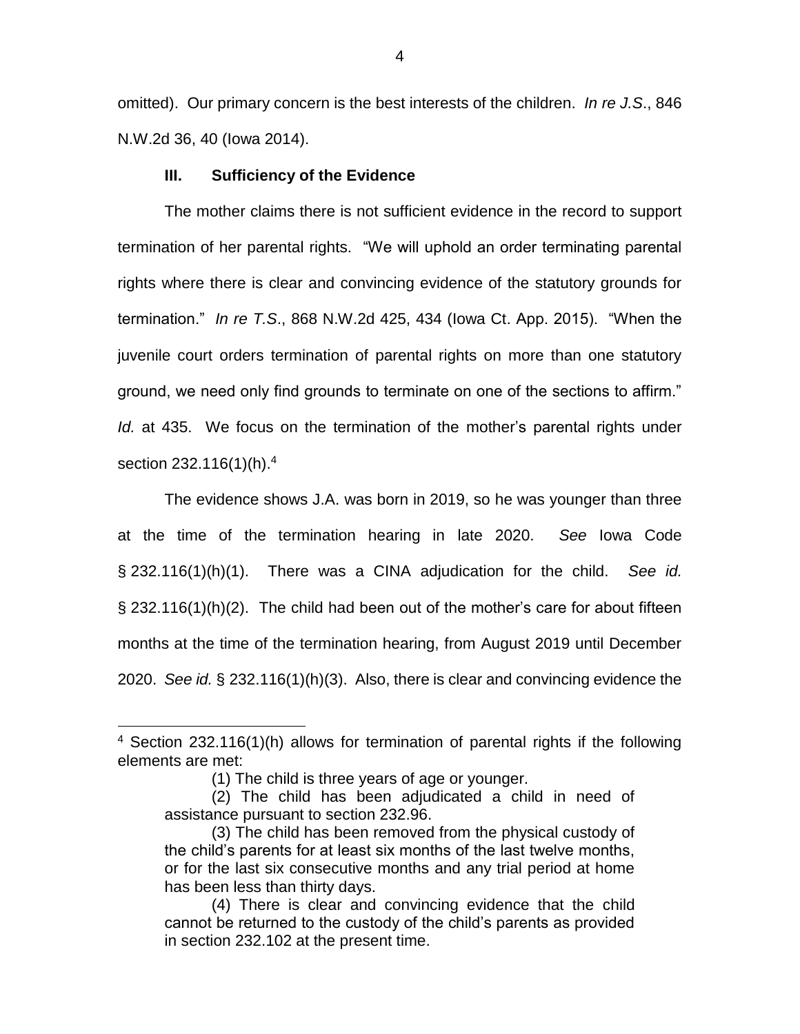omitted). Our primary concern is the best interests of the children. *In re J.S.*, 846 N.W.2d 36, 40 (Iowa 2014).

### III. Sufficiency of the Evidence

The mother claims there is not sufficient evidence in the record to support termination of her parental rights. "We will uphold an order terminating parental rights where there is clear and convincing evidence of the statutory grounds for termination." *In re T.S.*, 868 N.W.2d 425, 434 (Iowa Ct. App. 2015). "When the juvenile court orders termination of parental rights on more than one statutory ground, we need only find grounds to terminate on one of the sections to affirm." *Id.* at 435. We focus on the termination of the mother's parental rights under section 232.116(1)(h).[4]

The evidence shows J.A. was born in 2019, so he was younger than three at the time of the termination hearing in late 2020. *See* Iowa Code § 232.116(1)(h)(1). There was a CINA adjudication for the child. *See id.* § 232.116(1)(h)(2). The child had been out of the mother's care for about fifteen months at the time of the termination hearing, from August 2019 until December 2020. *See id.* § 232.116(1)(h)(3). Also, there is clear and convincing evidence the

---

[4] Section 232.116(1)(h) allows for termination of parental rights if the following elements are met:

> (1) The child is three years of age or younger.
>
> (2) The child has been adjudicated a child in need of assistance pursuant to section 232.96.
>
> (3) The child has been removed from the physical custody of the child's parents for at least six months of the last twelve months, or for the last six consecutive months and any trial period at home has been less than thirty days.
>
> (4) There is clear and convincing evidence that the child cannot be returned to the custody of the child's parents as provided in section 232.102 at the present time.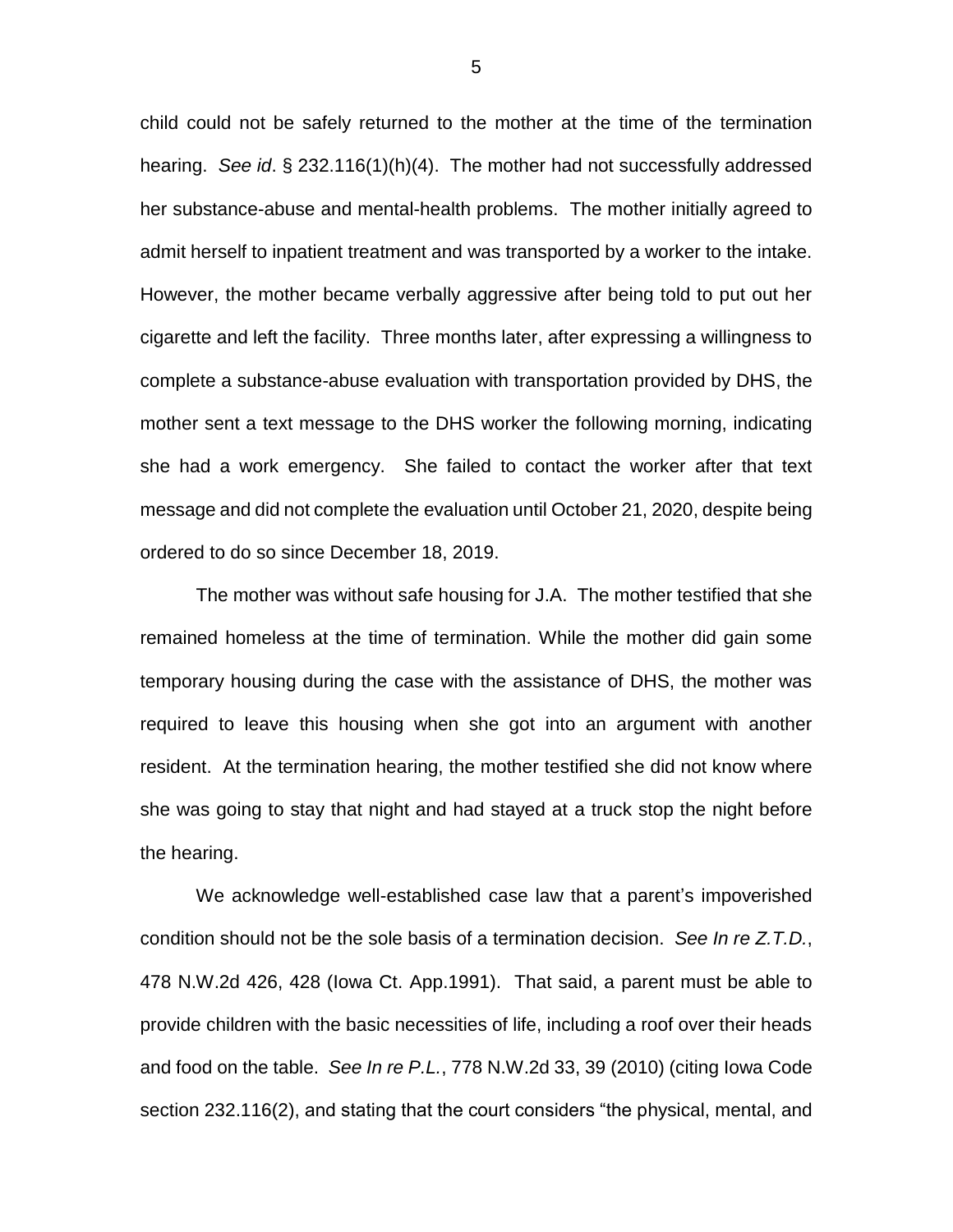child could not be safely returned to the mother at the time of the termination hearing. *See id*. § 232.116(1)(h)(4). The mother had not successfully addressed her substance-abuse and mental-health problems. The mother initially agreed to admit herself to inpatient treatment and was transported by a worker to the intake. However, the mother became verbally aggressive after being told to put out her cigarette and left the facility. Three months later, after expressing a willingness to complete a substance-abuse evaluation with transportation provided by DHS, the mother sent a text message to the DHS worker the following morning, indicating she had a work emergency. She failed to contact the worker after that text message and did not complete the evaluation until October 21, 2020, despite being ordered to do so since December 18, 2019.

The mother was without safe housing for J.A. The mother testified that she remained homeless at the time of termination. While the mother did gain some temporary housing during the case with the assistance of DHS, the mother was required to leave this housing when she got into an argument with another resident. At the termination hearing, the mother testified she did not know where she was going to stay that night and had stayed at a truck stop the night before the hearing.

We acknowledge well-established case law that a parent's impoverished condition should not be the sole basis of a termination decision. *See In re Z.T.D.*, 478 N.W.2d 426, 428 (Iowa Ct. App.1991). That said, a parent must be able to provide children with the basic necessities of life, including a roof over their heads and food on the table. *See In re P.L.*, 778 N.W.2d 33, 39 (2010) (citing Iowa Code section 232.116(2), and stating that the court considers "the physical, mental, and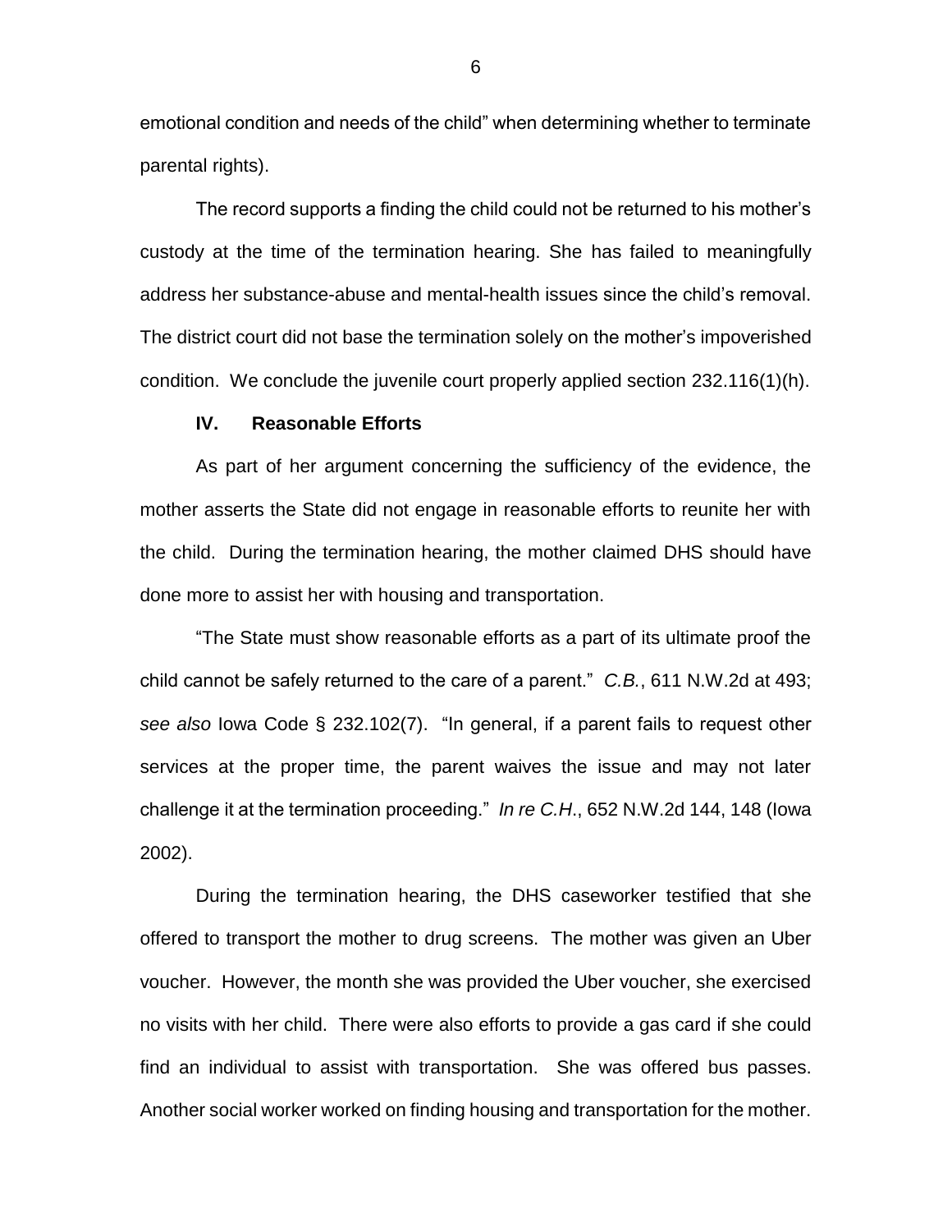emotional condition and needs of the child" when determining whether to terminate parental rights).

The record supports a finding the child could not be returned to his mother's custody at the time of the termination hearing. She has failed to meaningfully address her substance-abuse and mental-health issues since the child's removal. The district court did not base the termination solely on the mother's impoverished condition. We conclude the juvenile court properly applied section 232.116(1)(h).

## IV. Reasonable Efforts

As part of her argument concerning the sufficiency of the evidence, the mother asserts the State did not engage in reasonable efforts to reunite her with the child. During the termination hearing, the mother claimed DHS should have done more to assist her with housing and transportation.

"The State must show reasonable efforts as a part of its ultimate proof the child cannot be safely returned to the care of a parent." *C.B.*, 611 N.W.2d at 493; *see also* Iowa Code § 232.102(7). "In general, if a parent fails to request other services at the proper time, the parent waives the issue and may not later challenge it at the termination proceeding." *In re C.H*., 652 N.W.2d 144, 148 (Iowa 2002).

During the termination hearing, the DHS caseworker testified that she offered to transport the mother to drug screens. The mother was given an Uber voucher. However, the month she was provided the Uber voucher, she exercised no visits with her child. There were also efforts to provide a gas card if she could find an individual to assist with transportation. She was offered bus passes. Another social worker worked on finding housing and transportation for the mother.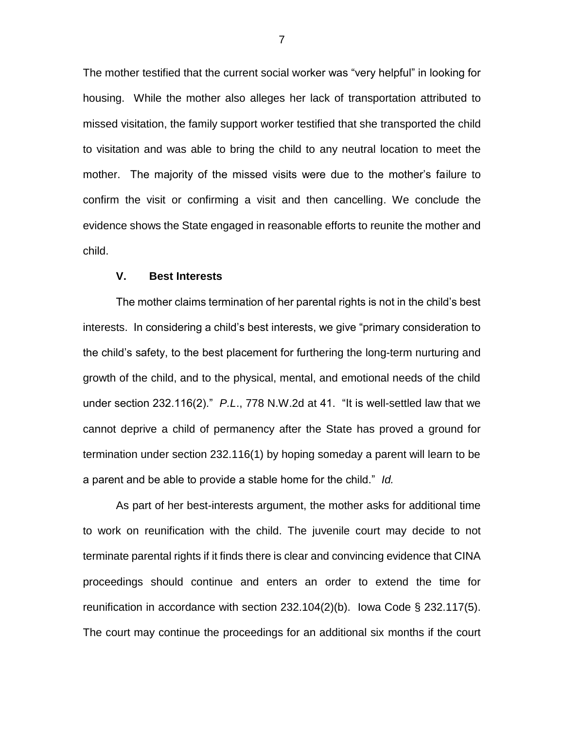The mother testified that the current social worker was "very helpful" in looking for housing. While the mother also alleges her lack of transportation attributed to missed visitation, the family support worker testified that she transported the child to visitation and was able to bring the child to any neutral location to meet the mother. The majority of the missed visits were due to the mother's failure to confirm the visit or confirming a visit and then cancelling. We conclude the evidence shows the State engaged in reasonable efforts to reunite the mother and child.

### V. Best Interests

The mother claims termination of her parental rights is not in the child's best interests. In considering a child's best interests, we give "primary consideration to the child's safety, to the best placement for furthering the long-term nurturing and growth of the child, and to the physical, mental, and emotional needs of the child under section 232.116(2)." *P.L.*, 778 N.W.2d at 41. "It is well-settled law that we cannot deprive a child of permanency after the State has proved a ground for termination under section 232.116(1) by hoping someday a parent will learn to be a parent and be able to provide a stable home for the child." *Id.*

As part of her best-interests argument, the mother asks for additional time to work on reunification with the child. The juvenile court may decide to not terminate parental rights if it finds there is clear and convincing evidence that CINA proceedings should continue and enters an order to extend the time for reunification in accordance with section 232.104(2)(b). Iowa Code § 232.117(5). The court may continue the proceedings for an additional six months if the court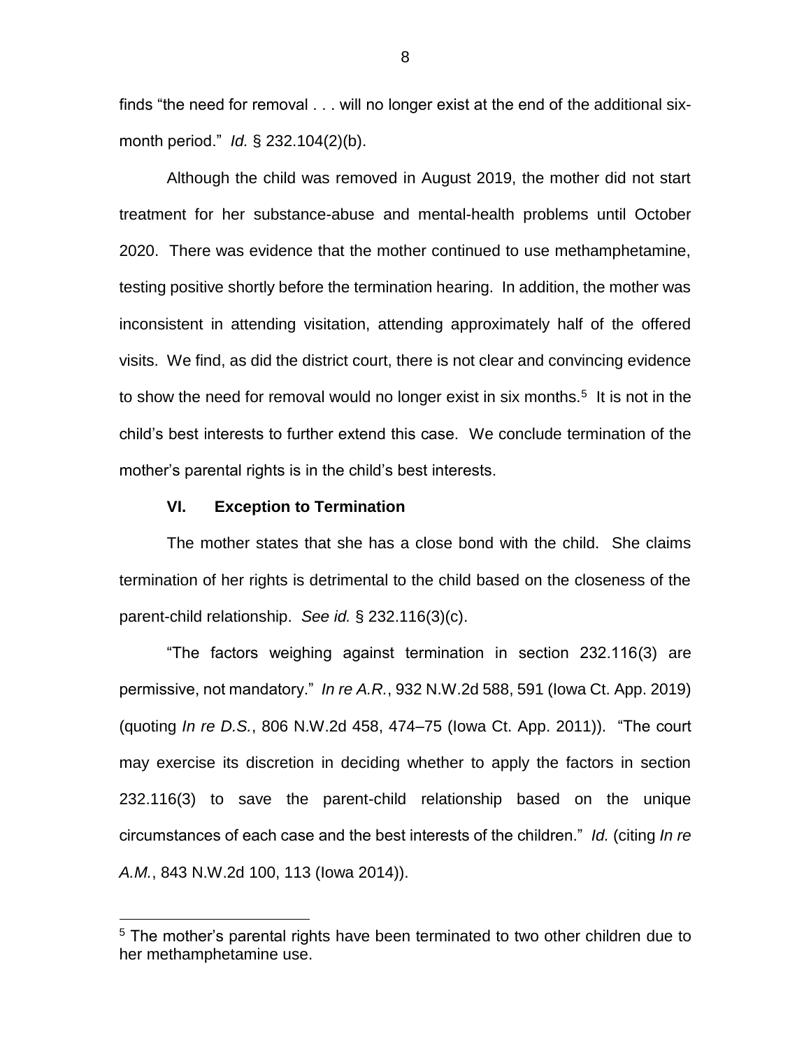finds "the need for removal . . . will no longer exist at the end of the additional six-month period." *Id.* § 232.104(2)(b).

Although the child was removed in August 2019, the mother did not start treatment for her substance-abuse and mental-health problems until October 2020. There was evidence that the mother continued to use methamphetamine, testing positive shortly before the termination hearing. In addition, the mother was inconsistent in attending visitation, attending approximately half of the offered visits. We find, as did the district court, there is not clear and convincing evidence to show the need for removal would no longer exist in six months.[5] It is not in the child's best interests to further extend this case. We conclude termination of the mother's parental rights is in the child's best interests.

## VI. Exception to Termination

The mother states that she has a close bond with the child. She claims termination of her rights is detrimental to the child based on the closeness of the parent-child relationship. *See id.* § 232.116(3)(c).

"The factors weighing against termination in section 232.116(3) are permissive, not mandatory." *In re A.R.*, 932 N.W.2d 588, 591 (Iowa Ct. App. 2019) (quoting *In re D.S.*, 806 N.W.2d 458, 474–75 (Iowa Ct. App. 2011)). "The court may exercise its discretion in deciding whether to apply the factors in section 232.116(3) to save the parent-child relationship based on the unique circumstances of each case and the best interests of the children." *Id.* (citing *In re A.M.*, 843 N.W.2d 100, 113 (Iowa 2014)).

---

[5] The mother's parental rights have been terminated to two other children due to her methamphetamine use.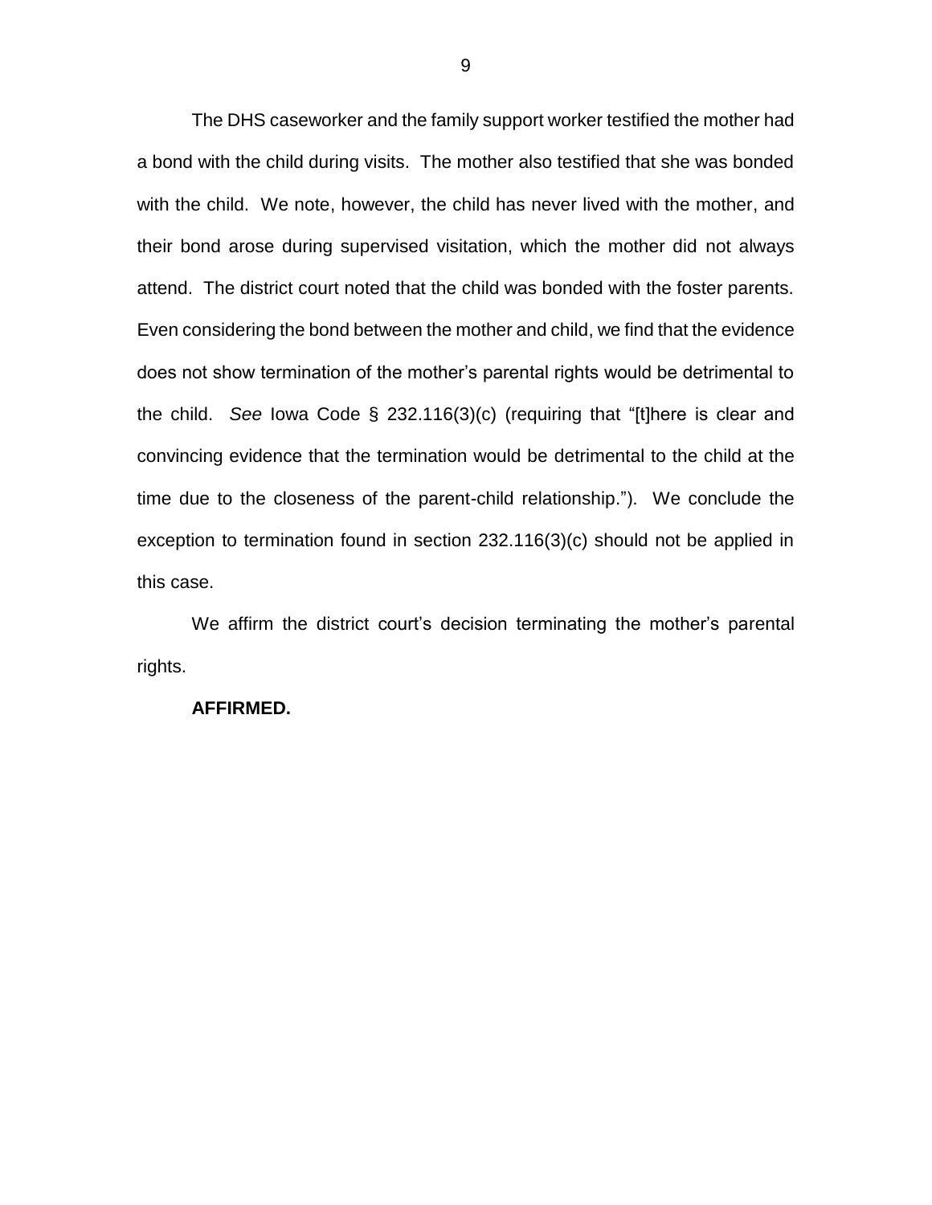The DHS caseworker and the family support worker testified the mother had a bond with the child during visits. The mother also testified that she was bonded with the child. We note, however, the child has never lived with the mother, and their bond arose during supervised visitation, which the mother did not always attend. The district court noted that the child was bonded with the foster parents. Even considering the bond between the mother and child, we find that the evidence does not show termination of the mother's parental rights would be detrimental to the child. *See* Iowa Code § 232.116(3)(c) (requiring that "[t]here is clear and convincing evidence that the termination would be detrimental to the child at the time due to the closeness of the parent-child relationship."). We conclude the exception to termination found in section 232.116(3)(c) should not be applied in this case.

We affirm the district court's decision terminating the mother's parental rights.

**AFFIRMED.**